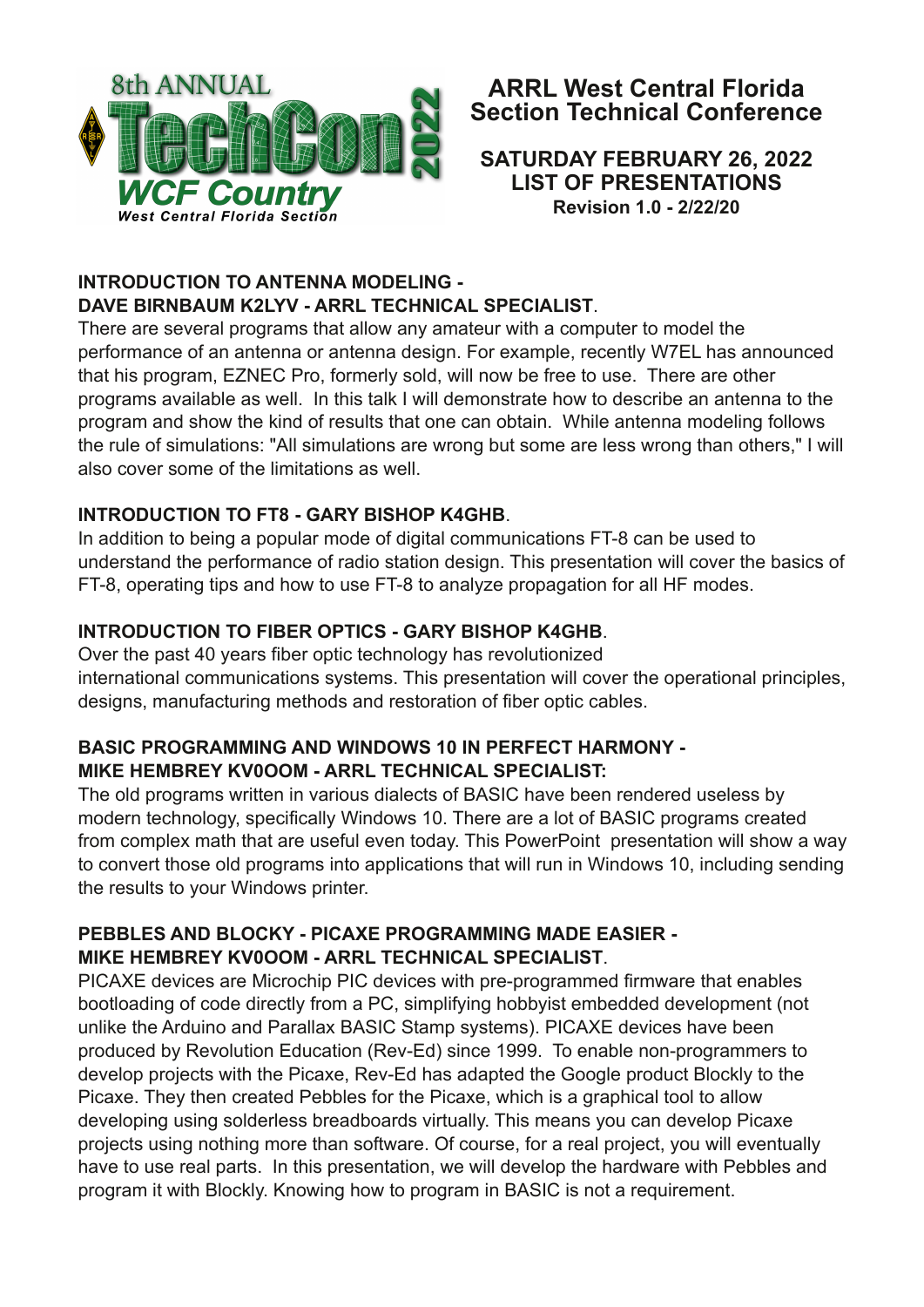8th ANNUAL TechCon 2022

WCF Country

West Central Florida Section

# ARRL West Central Florida Section Technical Conference

## SATURDAY FEBRUARY 26, 2022
## LIST OF PRESENTATIONS

**Revision 1.0 - 2/22/20**

### INTRODUCTION TO ANTENNA MODELING - DAVE BIRNBAUM K2LYV - ARRL TECHNICAL SPECIALIST.

There are several programs that allow any amateur with a computer to model the performance of an antenna or antenna design. For example, recently W7EL has announced that his program, EZNEC Pro, formerly sold, will now be free to use. There are other programs available as well. In this talk I will demonstrate how to describe an antenna to the program and show the kind of results that one can obtain. While antenna modeling follows the rule of simulations: "All simulations are wrong but some are less wrong than others," I will also cover some of the limitations as well.

### INTRODUCTION TO FT8 - GARY BISHOP K4GHB.

In addition to being a popular mode of digital communications FT-8 can be used to understand the performance of radio station design. This presentation will cover the basics of FT-8, operating tips and how to use FT-8 to analyze propagation for all HF modes.

### INTRODUCTION TO FIBER OPTICS - GARY BISHOP K4GHB.

Over the past 40 years fiber optic technology has revolutionized international communications systems. This presentation will cover the operational principles, designs, manufacturing methods and restoration of fiber optic cables.

### BASIC PROGRAMMING AND WINDOWS 10 IN PERFECT HARMONY - MIKE HEMBREY KV0OOM - ARRL TECHNICAL SPECIALIST:

The old programs written in various dialects of BASIC have been rendered useless by modern technology, specifically Windows 10. There are a lot of BASIC programs created from complex math that are useful even today. This PowerPoint presentation will show a way to convert those old programs into applications that will run in Windows 10, including sending the results to your Windows printer.

### PEBBLES AND BLOCKY - PICAXE PROGRAMMING MADE EASIER - MIKE HEMBREY KV0OOM - ARRL TECHNICAL SPECIALIST.

PICAXE devices are Microchip PIC devices with pre-programmed firmware that enables bootloading of code directly from a PC, simplifying hobbyist embedded development (not unlike the Arduino and Parallax BASIC Stamp systems). PICAXE devices have been produced by Revolution Education (Rev-Ed) since 1999. To enable non-programmers to develop projects with the Picaxe, Rev-Ed has adapted the Google product Blockly to the Picaxe. They then created Pebbles for the Picaxe, which is a graphical tool to allow developing using solderless breadboards virtually. This means you can develop Picaxe projects using nothing more than software. Of course, for a real project, you will eventually have to use real parts. In this presentation, we will develop the hardware with Pebbles and program it with Blockly. Knowing how to program in BASIC is not a requirement.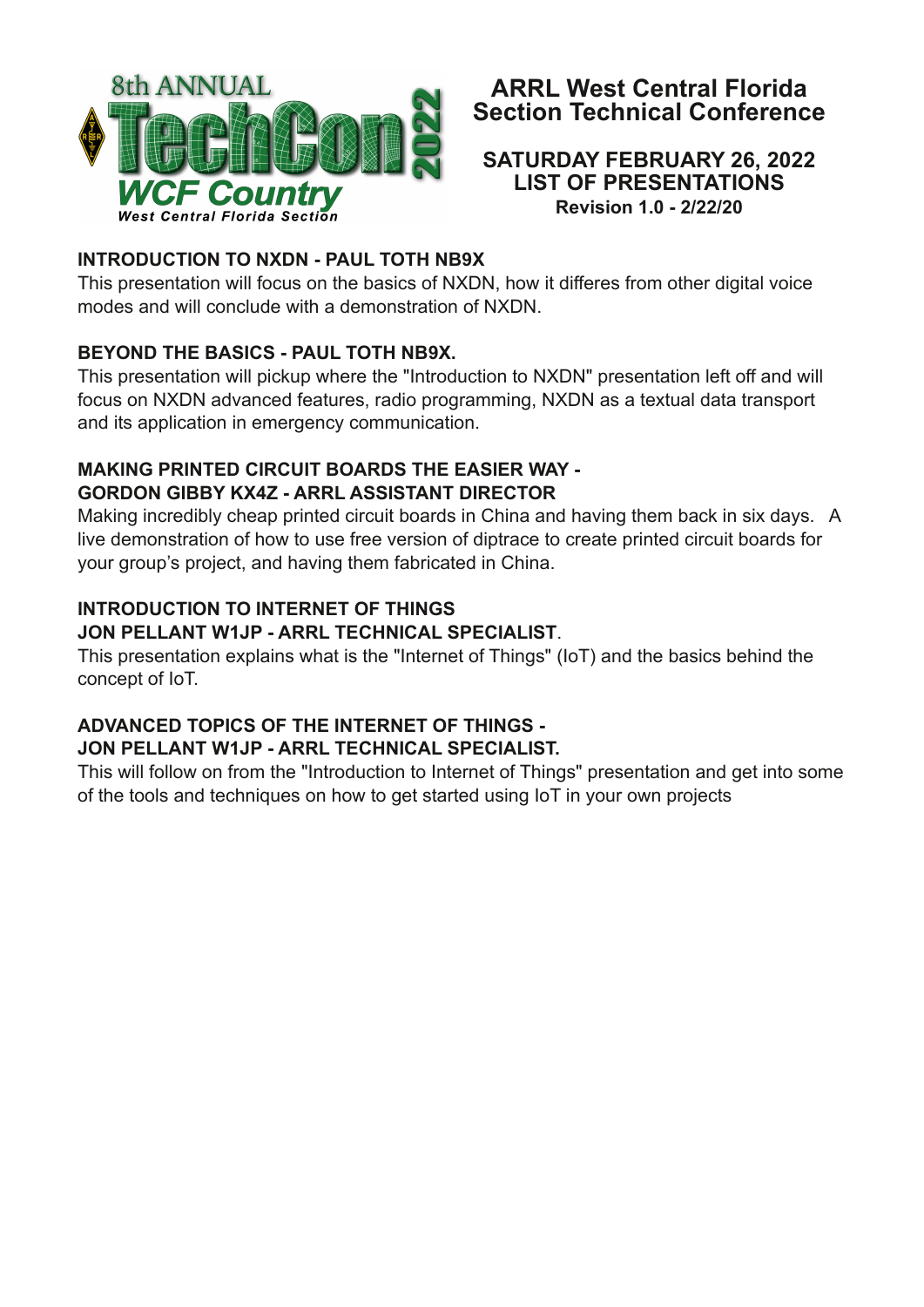8th ANNUAL TechCon 2022 WCF Country West Central Florida Section

# ARRL West Central Florida Section Technical Conference

## SATURDAY FEBRUARY 26, 2022
## LIST OF PRESENTATIONS
**Revision 1.0 - 2/22/20**

**INTRODUCTION TO NXDN - PAUL TOTH NB9X**

This presentation will focus on the basics of NXDN, how it differes from other digital voice modes and will conclude with a demonstration of NXDN.

**BEYOND THE BASICS - PAUL TOTH NB9X.**

This presentation will pickup where the "Introduction to NXDN" presentation left off and will focus on NXDN advanced features, radio programming, NXDN as a textual data transport and its application in emergency communication.

**MAKING PRINTED CIRCUIT BOARDS THE EASIER WAY -**
**GORDON GIBBY KX4Z - ARRL ASSISTANT DIRECTOR**

Making incredibly cheap printed circuit boards in China and having them back in six days. A live demonstration of how to use free version of diptrace to create printed circuit boards for your group's project, and having them fabricated in China.

**INTRODUCTION TO INTERNET OF THINGS**
**JON PELLANT W1JP - ARRL TECHNICAL SPECIALIST**.

This presentation explains what is the "Internet of Things" (IoT) and the basics behind the concept of IoT.

**ADVANCED TOPICS OF THE INTERNET OF THINGS -**
**JON PELLANT W1JP - ARRL TECHNICAL SPECIALIST.**

This will follow on from the "Introduction to Internet of Things" presentation and get into some of the tools and techniques on how to get started using IoT in your own projects